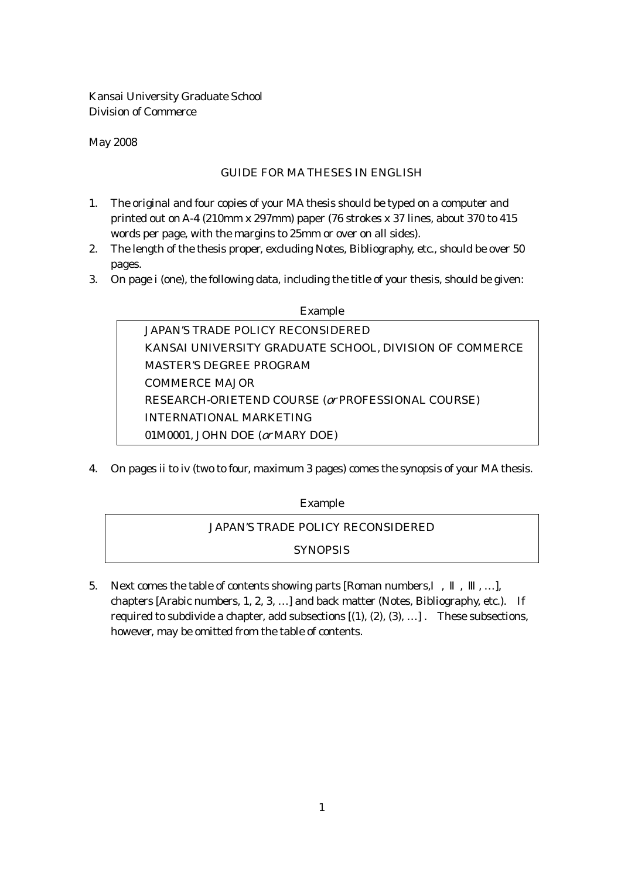Kansai University Graduate School
Division of Commerce

May 2008

## GUIDE FOR MA THESES IN ENGLISH

1. The original and four copies of your MA thesis should be typed on a computer and printed out on A-4 (210mm x 297mm) paper (76 strokes x 37 lines, about 370 to 415 words per page, with the margins to 25mm or over on all sides).
2. The length of the thesis proper, excluding Notes, Bibliography, etc., should be over 50 pages.
3. On page i (one), the following data, including the title of your thesis, should be given:

Example

> JAPAN'S TRADE POLICY RECONSIDERED
> KANSAI UNIVERSITY GRADUATE SCHOOL, DIVISION OF COMMERCE
> MASTER'S DEGREE PROGRAM
> COMMERCE MAJOR
> RESEARCH-ORIETEND COURSE (*or* PROFESSIONAL COURSE)
> INTERNATIONAL MARKETING
> 01M0001, JOHN DOE (*or* MARY DOE)

4. On pages ii to iv (two to four, maximum 3 pages) comes the synopsis of your MA thesis.

Example

> JAPAN'S TRADE POLICY RECONSIDERED
> SYNOPSIS

5. Next comes the table of contents showing parts [Roman numbers, Ⅰ, Ⅱ, Ⅲ, …], chapters [Arabic numbers, 1, 2, 3, …] and back matter (Notes, Bibliography, etc.). If required to subdivide a chapter, add subsections [(1), (2), (3), …]. These subsections, however, may be omitted from the table of contents.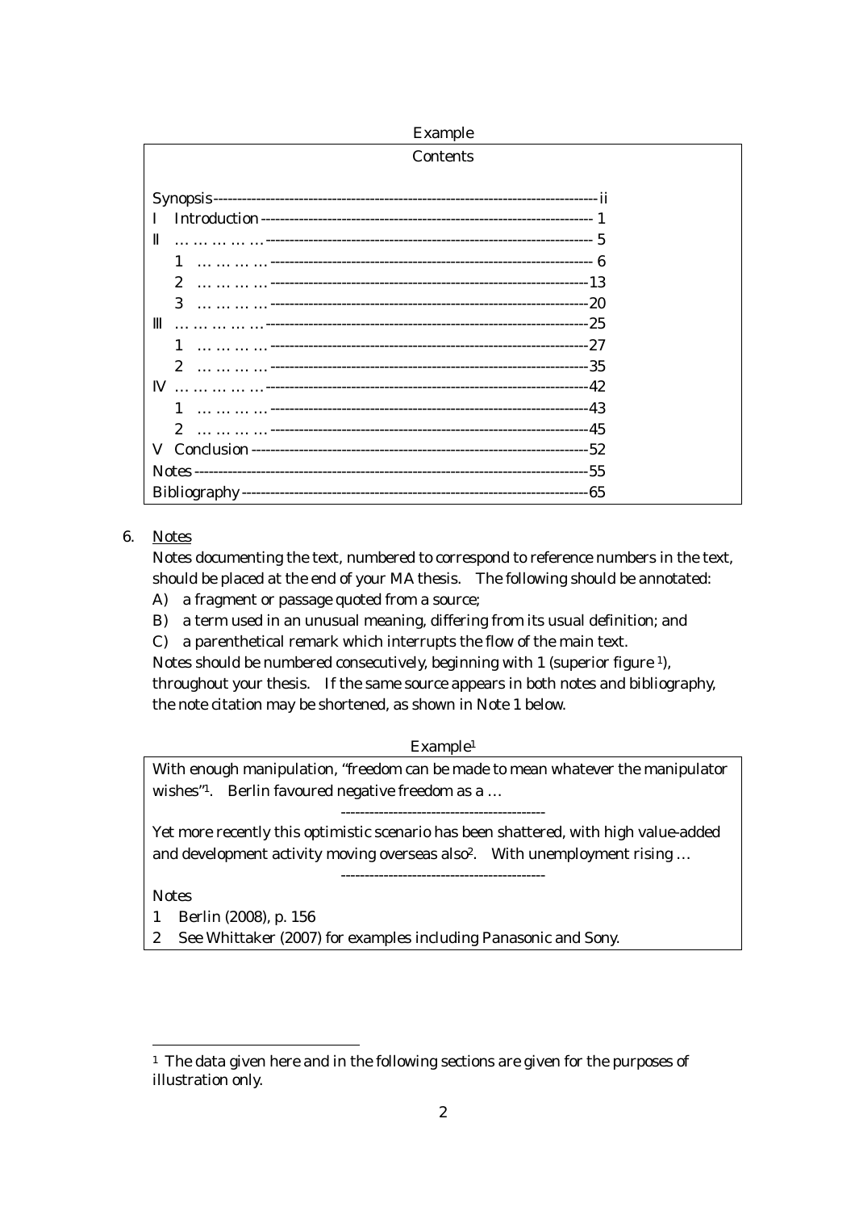Example

Contents

| | |
|---|---|
| Synopsis | ii |
| I Introduction | 1 |
| II … … … … … | 5 |
| 1 … … … … | 6 |
| 2 … … … … | 13 |
| 3 … … … … | 20 |
| III … … … … … | 25 |
| 1 … … … … | 27 |
| 2 … … … … | 35 |
| IV … … … … … | 42 |
| 1 … … … … | 43 |
| 2 … … … … | 45 |
| V Conclusion | 52 |
| Notes | 55 |
| Bibliography | 65 |

6. <u>Notes</u>

   Notes documenting the text, numbered to correspond to reference numbers in the text, should be placed at the end of your MA thesis. The following should be annotated:

   A) a fragment or passage quoted from a source;

   B) a term used in an unusual meaning, differing from its usual definition; and

   C) a parenthetical remark which interrupts the flow of the main text.

   Notes should be numbered consecutively, beginning with 1 (superior figure [1]), throughout your thesis. If the same source appears in both notes and bibliography, the note citation may be shortened, as shown in Note 1 below.

Example[1]

> With enough manipulation, "freedom can be made to mean whatever the manipulator wishes"[1]. Berlin favoured negative freedom as a …
>
> ------------------------------------------
>
> Yet more recently this optimistic scenario has been shattered, with high value-added and development activity moving overseas also[2]. With unemployment rising …
>
> ------------------------------------------
>
> Notes
>
> 1 Berlin (2008), p. 156
>
> 2 See Whittaker (2007) for examples including Panasonic and Sony.

---

[1] The data given here and in the following sections are given for the purposes of illustration only.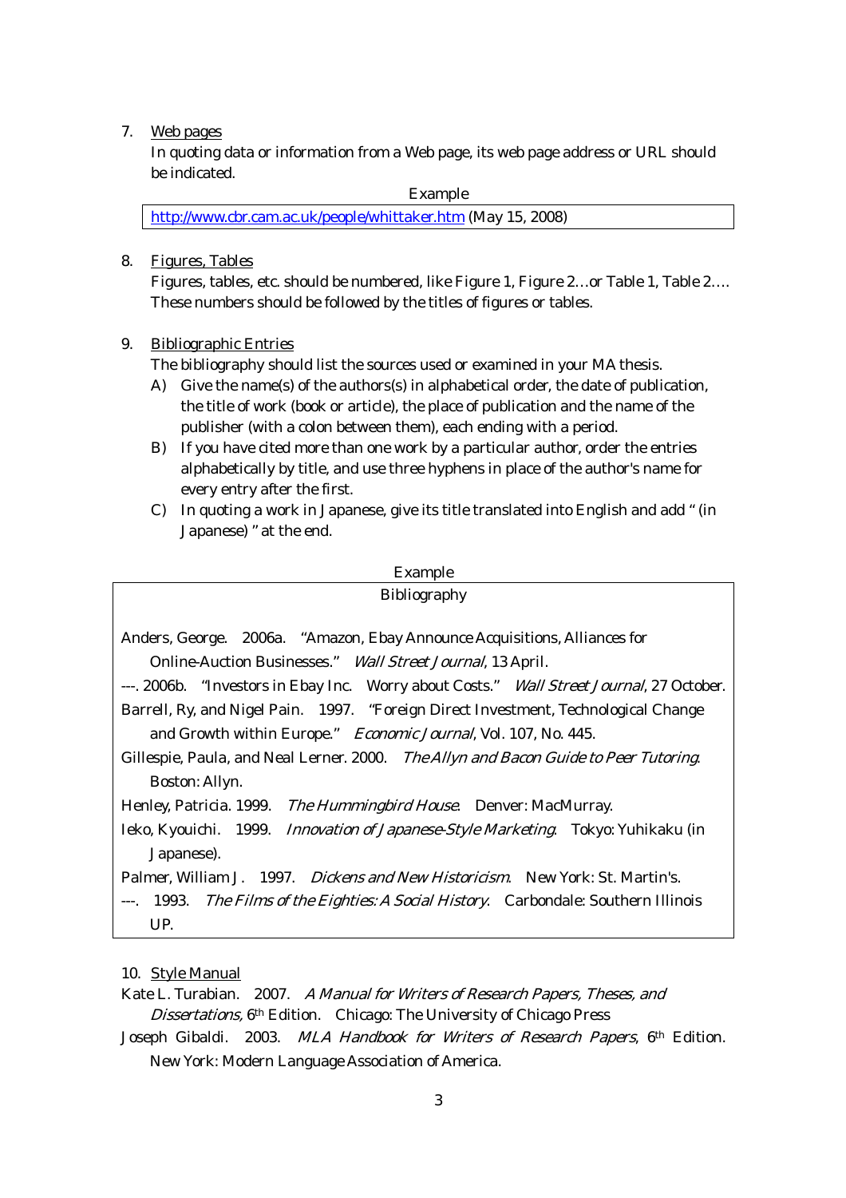7. Web pages

   In quoting data or information from a Web page, its web page address or URL should be indicated.

Example

> http://www.cbr.cam.ac.uk/people/whittaker.htm (May 15, 2008)

8. Figures, Tables

   Figures, tables, etc. should be numbered, like Figure 1, Figure 2…or Table 1, Table 2…. These numbers should be followed by the titles of figures or tables.

9. Bibliographic Entries

   The bibliography should list the sources used or examined in your MA thesis.

   A) Give the name(s) of the authors(s) in alphabetical order, the date of publication, the title of work (book or article), the place of publication and the name of the publisher (with a colon between them), each ending with a period.
   B) If you have cited more than one work by a particular author, order the entries alphabetically by title, and use three hyphens in place of the author's name for every entry after the first.
   C) In quoting a work in Japanese, give its title translated into English and add " (in Japanese) " at the end.

Example

> Bibliography
>
> Anders, George. 2006a. "Amazon, Ebay Announce Acquisitions, Alliances for Online-Auction Businesses." *Wall Street Journal*, 13 April.
>
> ---. 2006b. "Investors in Ebay Inc. Worry about Costs." *Wall Street Journal*, 27 October.
>
> Barrell, Ry, and Nigel Pain. 1997. "Foreign Direct Investment, Technological Change and Growth within Europe." *Economic Journal*, Vol. 107, No. 445.
>
> Gillespie, Paula, and Neal Lerner. 2000. *The Allyn and Bacon Guide to Peer Tutoring*. Boston: Allyn.
>
> Henley, Patricia. 1999. *The Hummingbird House*. Denver: MacMurray.
>
> Ieko, Kyouichi. 1999. *Innovation of Japanese-Style Marketing*. Tokyo: Yuhikaku (in Japanese).
>
> Palmer, William J. 1997. *Dickens and New Historicism*. New York: St. Martin's.
>
> ---. 1993. *The Films of the Eighties: A Social History*. Carbondale: Southern Illinois UP.

10. Style Manual

Kate L. Turabian. 2007. *A Manual for Writers of Research Papers, Theses, and Dissertations,* 6th Edition. Chicago: The University of Chicago Press

Joseph Gibaldi. 2003. *MLA Handbook for Writers of Research Papers*, 6th Edition. New York: Modern Language Association of America.